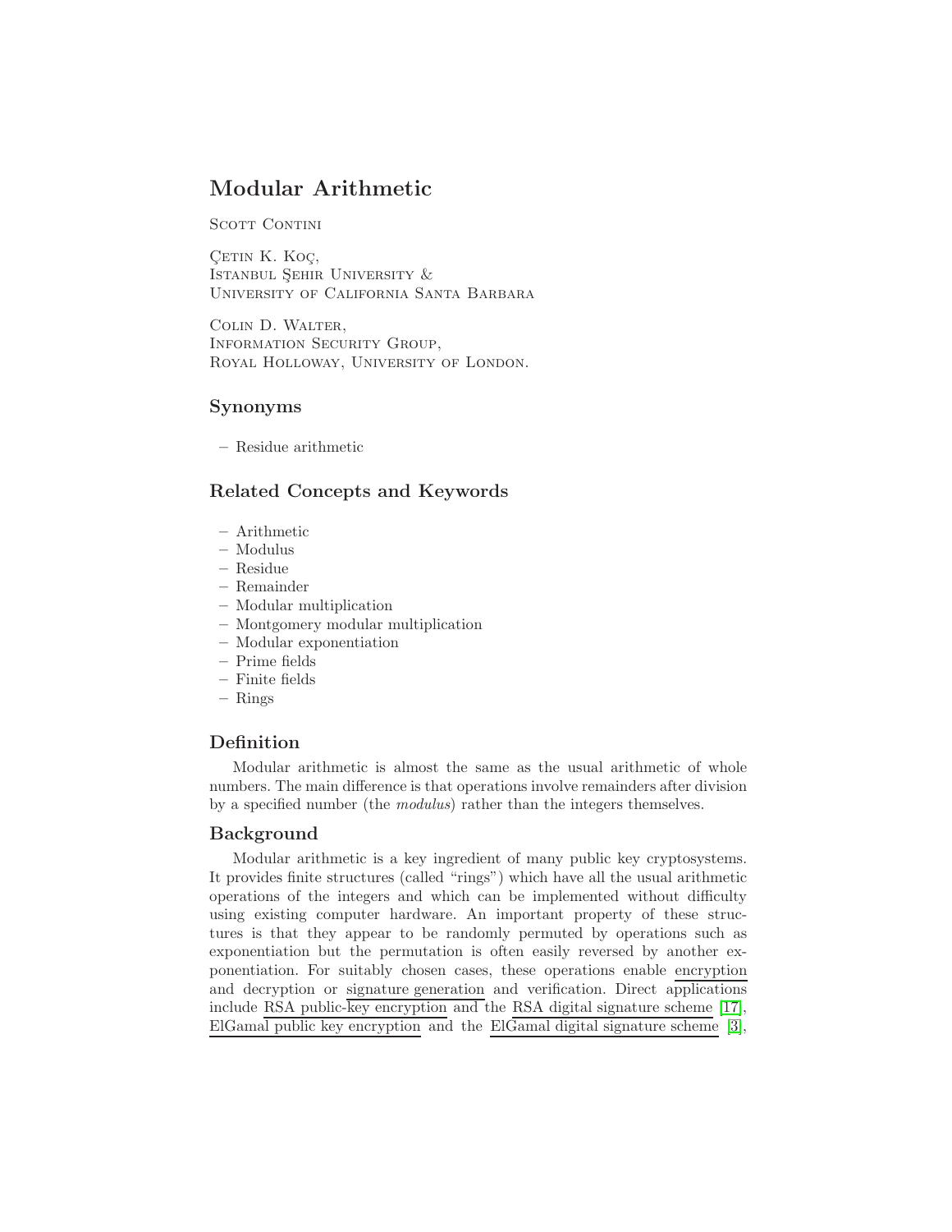# Modular Arithmetic

Scott Contini

Çetin K. Koç,
Istanbul Şehir University &
University of California Santa Barbara

Colin D. Walter,
Information Security Group,
Royal Holloway, University of London.

## Synonyms

– Residue arithmetic

## Related Concepts and Keywords

– Arithmetic
– Modulus
– Residue
– Remainder
– Modular multiplication
– Montgomery modular multiplication
– Modular exponentiation
– Prime fields
– Finite fields
– Rings

## Definition

Modular arithmetic is almost the same as the usual arithmetic of whole numbers. The main difference is that operations involve remainders after division by a specified number (the *modulus*) rather than the integers themselves.

## Background

Modular arithmetic is a key ingredient of many public key cryptosystems. It provides finite structures (called "rings") which have all the usual arithmetic operations of the integers and which can be implemented without difficulty using existing computer hardware. An important property of these structures is that they appear to be randomly permuted by operations such as exponentiation but the permutation is often easily reversed by another exponentiation. For suitably chosen cases, these operations enable encryption and decryption or signature generation and verification. Direct applications include RSA public-key encryption and the RSA digital signature scheme [17], ElGamal public key encryption and the ElGamal digital signature scheme [3],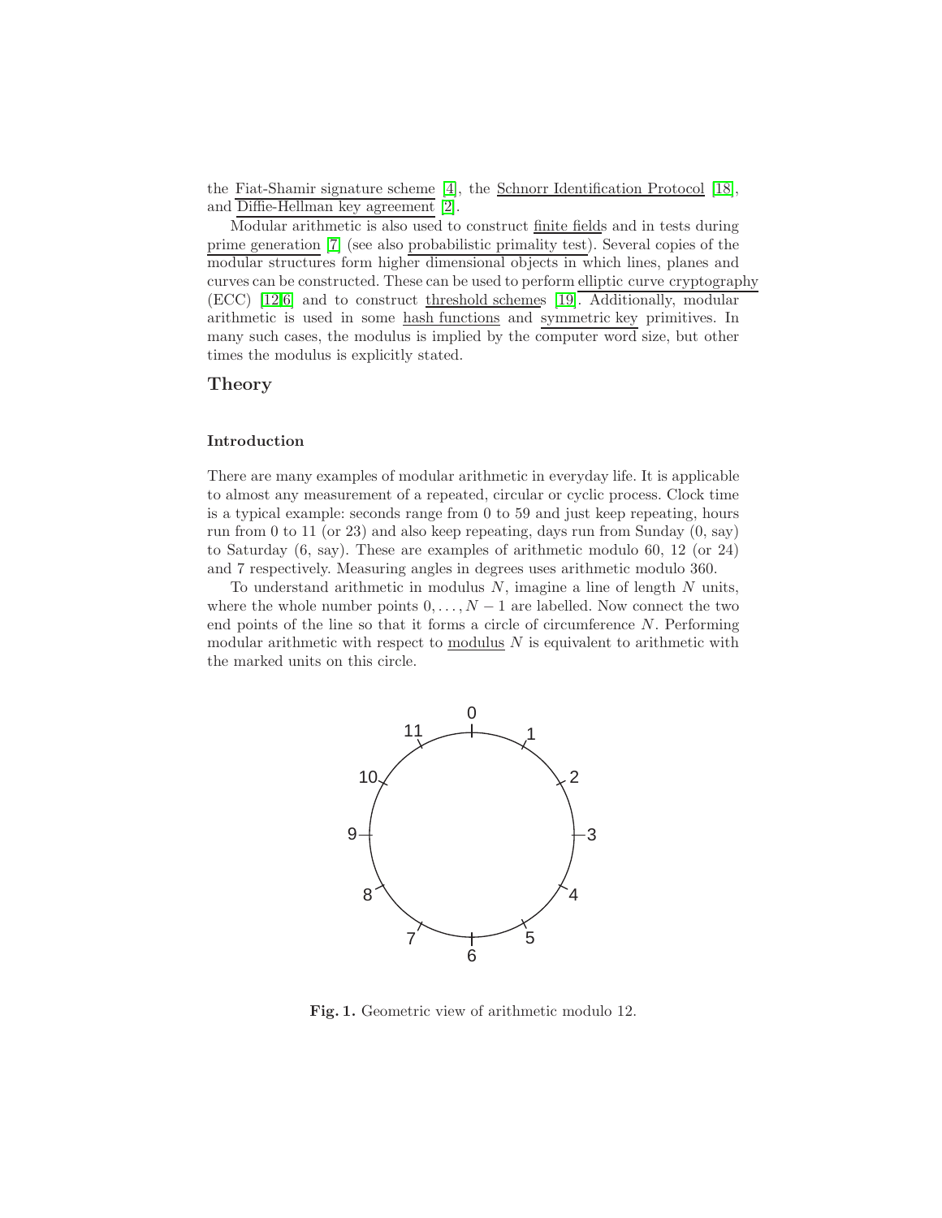the Fiat-Shamir signature scheme [4], the Schnorr Identification Protocol [18], and Diffie-Hellman key agreement [2].

Modular arithmetic is also used to construct finite fields and in tests during prime generation [7] (see also probabilistic primality test). Several copies of the modular structures form higher dimensional objects in which lines, planes and curves can be constructed. These can be used to perform elliptic curve cryptography (ECC) [12,6] and to construct threshold schemes [19]. Additionally, modular arithmetic is used in some hash functions and symmetric key primitives. In many such cases, the modulus is implied by the computer word size, but other times the modulus is explicitly stated.

## Theory

### Introduction

There are many examples of modular arithmetic in everyday life. It is applicable to almost any measurement of a repeated, circular or cyclic process. Clock time is a typical example: seconds range from 0 to 59 and just keep repeating, hours run from 0 to 11 (or 23) and also keep repeating, days run from Sunday (0, say) to Saturday (6, say). These are examples of arithmetic modulo 60, 12 (or 24) and 7 respectively. Measuring angles in degrees uses arithmetic modulo 360.

To understand arithmetic in modulus $N$, imagine a line of length $N$ units, where the whole number points $0, \ldots, N-1$ are labelled. Now connect the two end points of the line so that it forms a circle of circumference $N$. Performing modular arithmetic with respect to modulus $N$ is equivalent to arithmetic with the marked units on this circle.

**Fig. 1.** Geometric view of arithmetic modulo 12.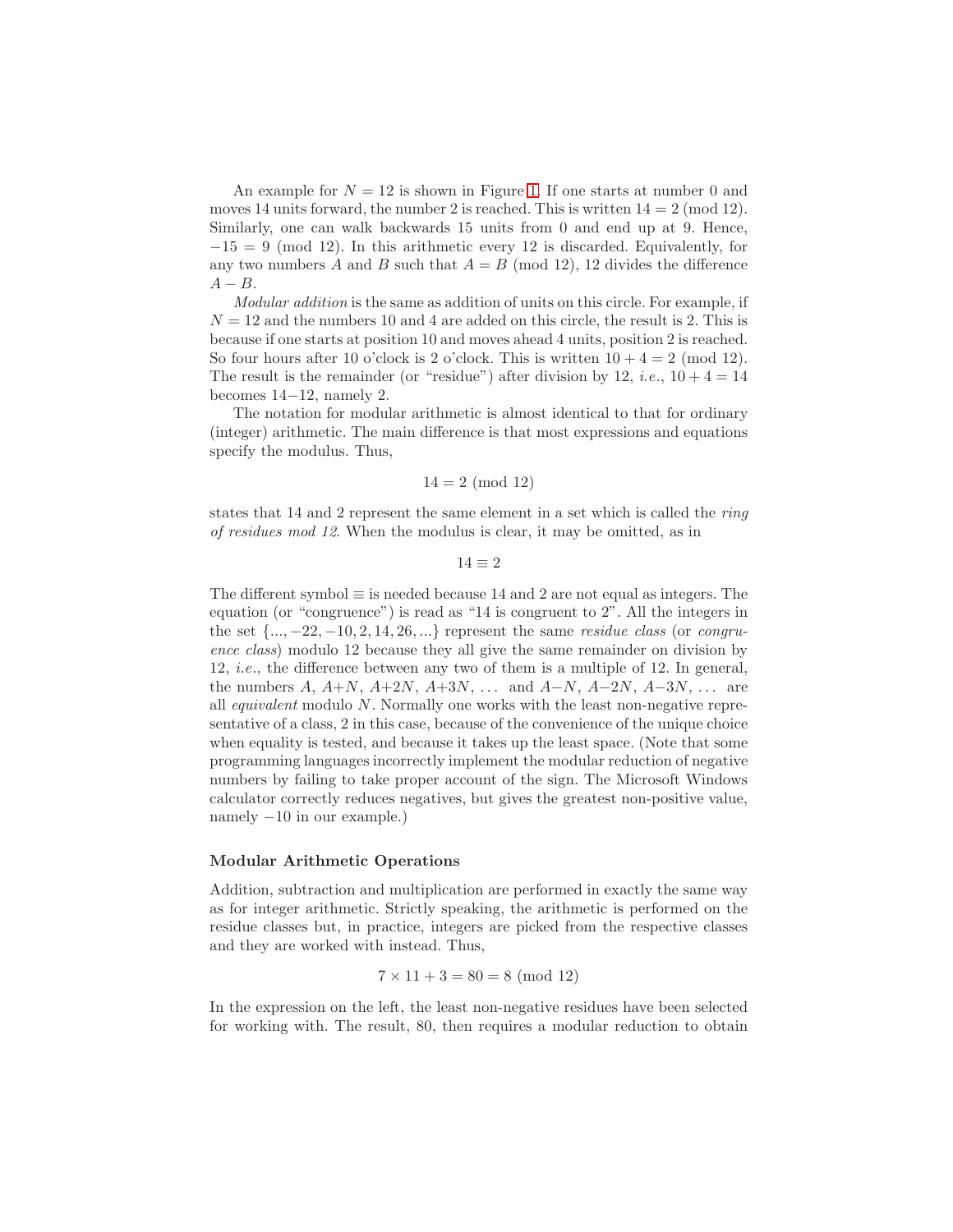An example for $N = 12$ is shown in Figure 1. If one starts at number 0 and moves 14 units forward, the number 2 is reached. This is written $14 = 2 \pmod{12}$. Similarly, one can walk backwards 15 units from 0 and end up at 9. Hence, $-15 = 9 \pmod{12}$. In this arithmetic every 12 is discarded. Equivalently, for any two numbers $A$ and $B$ such that $A = B \pmod{12}$, 12 divides the difference $A - B$.

*Modular addition* is the same as addition of units on this circle. For example, if $N = 12$ and the numbers 10 and 4 are added on this circle, the result is 2. This is because if one starts at position 10 and moves ahead 4 units, position 2 is reached. So four hours after 10 o'clock is 2 o'clock. This is written $10 + 4 = 2 \pmod{12}$. The result is the remainder (or "residue") after division by 12, *i.e.*, $10 + 4 = 14$ becomes $14-12$, namely 2.

The notation for modular arithmetic is almost identical to that for ordinary (integer) arithmetic. The main difference is that most expressions and equations specify the modulus. Thus,

$$14 = 2 \pmod{12}$$

states that 14 and 2 represent the same element in a set which is called the *ring of residues mod 12*. When the modulus is clear, it may be omitted, as in

$$14 \equiv 2$$

The different symbol $\equiv$ is needed because 14 and 2 are not equal as integers. The equation (or "congruence") is read as "14 is congruent to 2". All the integers in the set $\{..., -22, -10, 2, 14, 26, ...\}$ represent the same *residue class* (or *congruence class*) modulo 12 because they all give the same remainder on division by 12, *i.e.*, the difference between any two of them is a multiple of 12. In general, the numbers $A$, $A+N$, $A+2N$, $A+3N$, ... and $A-N$, $A-2N$, $A-3N$, ... are all *equivalent* modulo $N$. Normally one works with the least non-negative representative of a class, 2 in this case, because of the convenience of the unique choice when equality is tested, and because it takes up the least space. (Note that some programming languages incorrectly implement the modular reduction of negative numbers by failing to take proper account of the sign. The Microsoft Windows calculator correctly reduces negatives, but gives the greatest non-positive value, namely $-10$ in our example.)

**Modular Arithmetic Operations**

Addition, subtraction and multiplication are performed in exactly the same way as for integer arithmetic. Strictly speaking, the arithmetic is performed on the residue classes but, in practice, integers are picked from the respective classes and they are worked with instead. Thus,

$$7 \times 11 + 3 = 80 = 8 \pmod{12}$$

In the expression on the left, the least non-negative residues have been selected for working with. The result, 80, then requires a modular reduction to obtain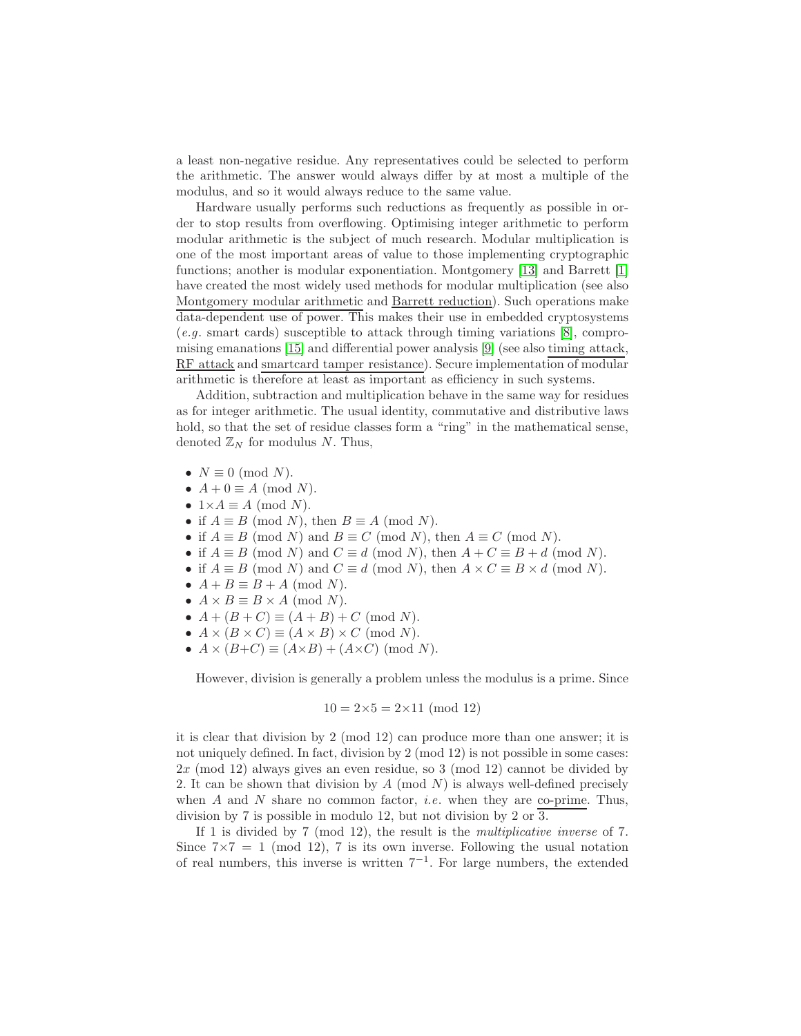a least non-negative residue. Any representatives could be selected to perform the arithmetic. The answer would always differ by at most a multiple of the modulus, and so it would always reduce to the same value.

Hardware usually performs such reductions as frequently as possible in order to stop results from overflowing. Optimising integer arithmetic to perform modular arithmetic is the subject of much research. Modular multiplication is one of the most important areas of value to those implementing cryptographic functions; another is modular exponentiation. Montgomery [13] and Barrett [1] have created the most widely used methods for modular multiplication (see also Montgomery modular arithmetic and Barrett reduction). Such operations make data-dependent use of power. This makes their use in embedded cryptosystems (*e.g.* smart cards) susceptible to attack through timing variations [8], compromising emanations [15] and differential power analysis [9] (see also timing attack, RF attack and smartcard tamper resistance). Secure implementation of modular arithmetic is therefore at least as important as efficiency in such systems.

Addition, subtraction and multiplication behave in the same way for residues as for integer arithmetic. The usual identity, commutative and distributive laws hold, so that the set of residue classes form a "ring" in the mathematical sense, denoted $\mathbb{Z}_N$ for modulus $N$. Thus,

- $N \equiv 0 \pmod{N}$.
- $A + 0 \equiv A \pmod{N}$.
- $1{\times}A \equiv A \pmod{N}$.
- if $A \equiv B \pmod{N}$, then $B \equiv A \pmod{N}$.
- if $A \equiv B \pmod{N}$ and $B \equiv C \pmod{N}$, then $A \equiv C \pmod{N}$.
- if $A \equiv B \pmod{N}$ and $C \equiv d \pmod{N}$, then $A + C \equiv B + d \pmod{N}$.
- if $A \equiv B \pmod{N}$ and $C \equiv d \pmod{N}$, then $A \times C \equiv B \times d \pmod{N}$.
- $A + B \equiv B + A \pmod{N}$.
- $A \times B \equiv B \times A \pmod{N}$.
- $A + (B + C) \equiv (A + B) + C \pmod{N}$.
- $A \times (B \times C) \equiv (A \times B) \times C \pmod{N}$.
- $A \times (B{+}C) \equiv (A{\times}B) + (A{\times}C) \pmod{N}$.

However, division is generally a problem unless the modulus is a prime. Since

$$10 = 2{\times}5 = 2{\times}11 \pmod{12}$$

it is clear that division by 2 (mod 12) can produce more than one answer; it is not uniquely defined. In fact, division by 2 (mod 12) is not possible in some cases: $2x \pmod{12}$ always gives an even residue, so 3 (mod 12) cannot be divided by 2. It can be shown that division by $A \pmod{N}$ is always well-defined precisely when $A$ and $N$ share no common factor, *i.e.* when they are co-prime. Thus, division by 7 is possible in modulo 12, but not division by 2 or 3.

If 1 is divided by 7 (mod 12), the result is the *multiplicative inverse* of 7. Since $7{\times}7 = 1 \pmod{12}$, 7 is its own inverse. Following the usual notation of real numbers, this inverse is written $7^{-1}$. For large numbers, the extended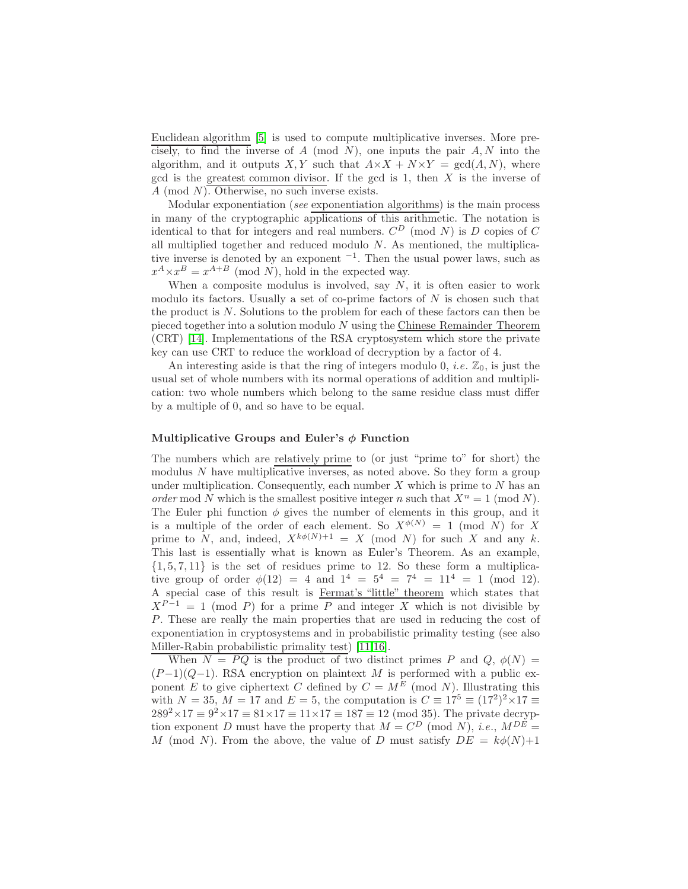Euclidean algorithm [5] is used to compute multiplicative inverses. More precisely, to find the inverse of $A \pmod{N}$, one inputs the pair $A, N$ into the algorithm, and it outputs $X, Y$ such that $A\times X + N\times Y = \gcd(A, N)$, where gcd is the greatest common divisor. If the gcd is 1, then $X$ is the inverse of $A \pmod{N}$. Otherwise, no such inverse exists.

Modular exponentiation (*see* exponentiation algorithms) is the main process in many of the cryptographic applications of this arithmetic. The notation is identical to that for integers and real numbers. $C^D \pmod{N}$ is $D$ copies of $C$ all multiplied together and reduced modulo $N$. As mentioned, the multiplicative inverse is denoted by an exponent $^{-1}$. Then the usual power laws, such as $x^A\times x^B = x^{A+B} \pmod{N}$, hold in the expected way.

When a composite modulus is involved, say $N$, it is often easier to work modulo its factors. Usually a set of co-prime factors of $N$ is chosen such that the product is $N$. Solutions to the problem for each of these factors can then be pieced together into a solution modulo $N$ using the Chinese Remainder Theorem (CRT) [14]. Implementations of the RSA cryptosystem which store the private key can use CRT to reduce the workload of decryption by a factor of 4.

An interesting aside is that the ring of integers modulo 0, *i.e.* $\mathbb{Z}_0$, is just the usual set of whole numbers with its normal operations of addition and multiplication: two whole numbers which belong to the same residue class must differ by a multiple of 0, and so have to be equal.

#### Multiplicative Groups and Euler's $\phi$ Function

The numbers which are relatively prime to (or just "prime to" for short) the modulus $N$ have multiplicative inverses, as noted above. So they form a group under multiplication. Consequently, each number $X$ which is prime to $N$ has an *order* mod $N$ which is the smallest positive integer $n$ such that $X^n = 1 \pmod{N}$. The Euler phi function $\phi$ gives the number of elements in this group, and it is a multiple of the order of each element. So $X^{\phi(N)} = 1 \pmod{N}$ for $X$ prime to $N$, and, indeed, $X^{k\phi(N)+1} = X \pmod{N}$ for such $X$ and any $k$. This last is essentially what is known as Euler's Theorem. As an example, $\{1, 5, 7, 11\}$ is the set of residues prime to 12. So these form a multiplicative group of order $\phi(12) = 4$ and $1^4 = 5^4 = 7^4 = 11^4 = 1 \pmod{12}$. A special case of this result is Fermat's "little" theorem which states that $X^{P-1} = 1 \pmod{P}$ for a prime $P$ and integer $X$ which is not divisible by $P$. These are really the main properties that are used in reducing the cost of exponentiation in cryptosystems and in probabilistic primality testing (see also Miller-Rabin probabilistic primality test) [11,16].

When $N = PQ$ is the product of two distinct primes $P$ and $Q$, $\phi(N) = (P-1)(Q-1)$. RSA encryption on plaintext $M$ is performed with a public exponent $E$ to give ciphertext $C$ defined by $C = M^E \pmod{N}$. Illustrating this with $N = 35$, $M = 17$ and $E = 5$, the computation is $C \equiv 17^5 \equiv (17^2)^2\times 17 \equiv 289^2\times 17 \equiv 9^2\times 17 \equiv 81\times 17 \equiv 11\times 17 \equiv 187 \equiv 12 \pmod{35}$. The private decryption exponent $D$ must have the property that $M = C^D \pmod{N}$, *i.e.*, $M^{DE} = M \pmod{N}$. From the above, the value of $D$ must satisfy $DE = k\phi(N)+1$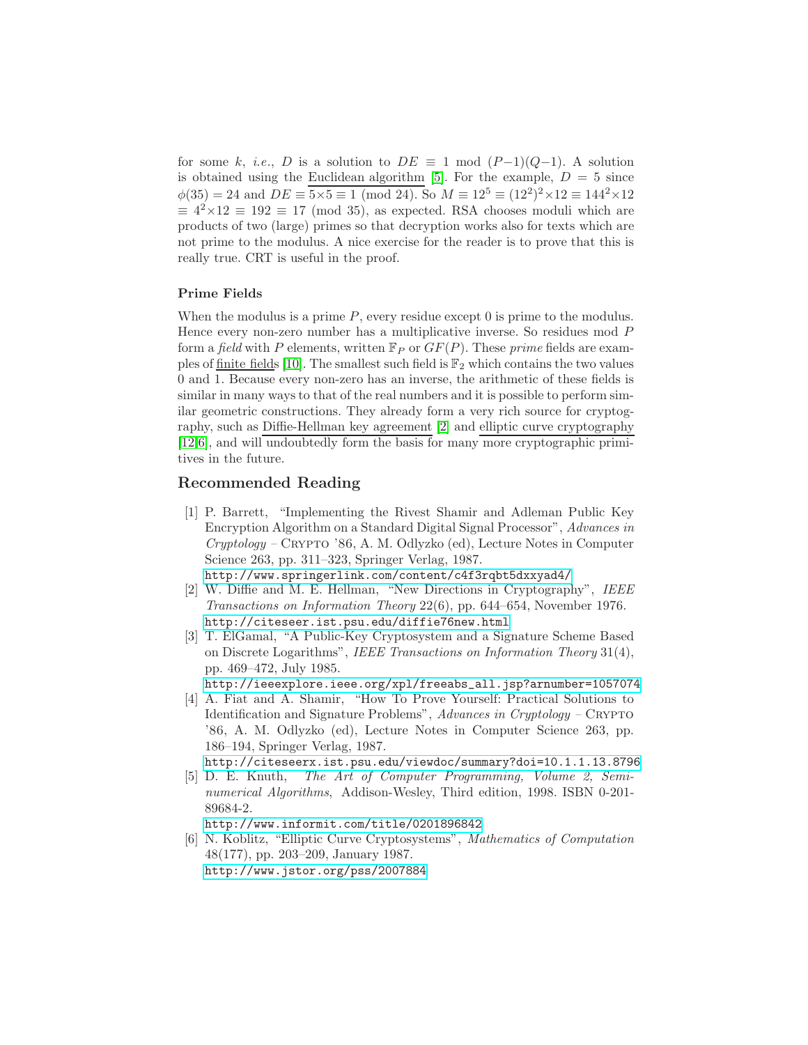for some $k$, *i.e.*, $D$ is a solution to $DE \equiv 1 \bmod (P-1)(Q-1)$. A solution is obtained using the Euclidean algorithm [5]. For the example, $D = 5$ since $\phi(35) = 24$ and $DE \equiv 5\times5 \equiv 1 \pmod{24}$. So $M \equiv 12^5 \equiv (12^2)^2\times12 \equiv 144^2\times12 \equiv 4^2\times12 \equiv 192 \equiv 17 \pmod{35}$, as expected. RSA chooses moduli which are products of two (large) primes so that decryption works also for texts which are not prime to the modulus. A nice exercise for the reader is to prove that this is really true. CRT is useful in the proof.

### Prime Fields

When the modulus is a prime $P$, every residue except 0 is prime to the modulus. Hence every non-zero number has a multiplicative inverse. So residues mod $P$ form a *field* with $P$ elements, written $\mathbb{F}_P$ or $GF(P)$. These *prime* fields are examples of finite fields [10]. The smallest such field is $\mathbb{F}_2$ which contains the two values 0 and 1. Because every non-zero has an inverse, the arithmetic of these fields is similar in many ways to that of the real numbers and it is possible to perform similar geometric constructions. They already form a very rich source for cryptography, such as Diffie-Hellman key agreement [2] and elliptic curve cryptography [12,6], and will undoubtedly form the basis for many more cryptographic primitives in the future.

## Recommended Reading

[1] P. Barrett, "Implementing the Rivest Shamir and Adleman Public Key Encryption Algorithm on a Standard Digital Signal Processor", *Advances in Cryptology* – Crypto '86, A. M. Odlyzko (ed), Lecture Notes in Computer Science 263, pp. 311–323, Springer Verlag, 1987.
http://www.springerlink.com/content/c4f3rqbt5dxxyad4/

[2] W. Diffie and M. E. Hellman, "New Directions in Cryptography", *IEEE Transactions on Information Theory* 22(6), pp. 644–654, November 1976.
http://citeseer.ist.psu.edu/diffie76new.html

[3] T. ElGamal, "A Public-Key Cryptosystem and a Signature Scheme Based on Discrete Logarithms", *IEEE Transactions on Information Theory* 31(4), pp. 469–472, July 1985.
http://ieeexplore.ieee.org/xpl/freeabs_all.jsp?arnumber=1057074

[4] A. Fiat and A. Shamir, "How To Prove Yourself: Practical Solutions to Identification and Signature Problems", *Advances in Cryptology* – Crypto '86, A. M. Odlyzko (ed), Lecture Notes in Computer Science 263, pp. 186–194, Springer Verlag, 1987.
http://citeseerx.ist.psu.edu/viewdoc/summary?doi=10.1.1.13.8796

[5] D. E. Knuth, *The Art of Computer Programming, Volume 2, Seminumerical Algorithms*, Addison-Wesley, Third edition, 1998. ISBN 0-201-89684-2.
http://www.informit.com/title/0201896842

[6] N. Koblitz, "Elliptic Curve Cryptosystems", *Mathematics of Computation* 48(177), pp. 203–209, January 1987.
http://www.jstor.org/pss/2007884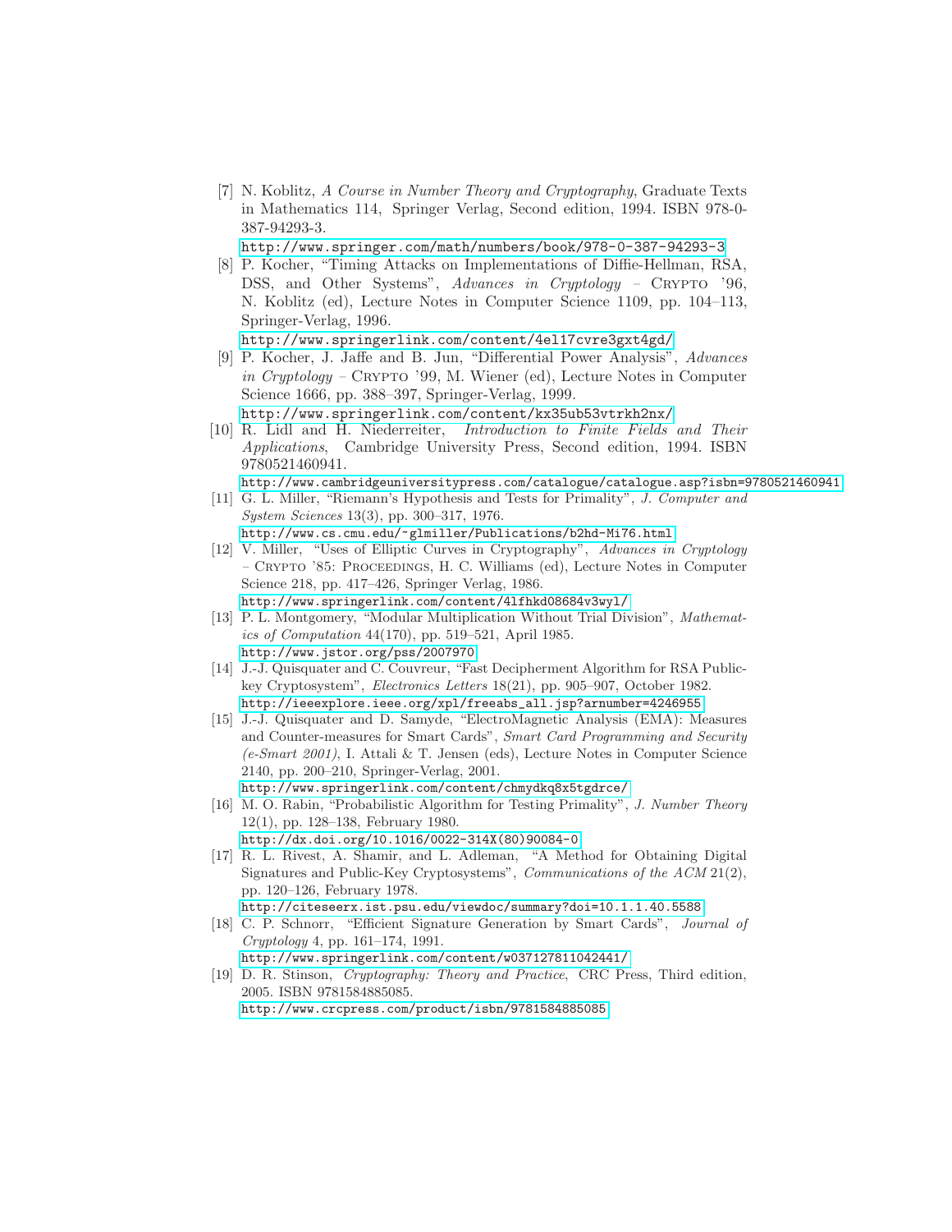[7] N. Koblitz, *A Course in Number Theory and Cryptography*, Graduate Texts in Mathematics 114, Springer Verlag, Second edition, 1994. ISBN 978-0-387-94293-3.
http://www.springer.com/math/numbers/book/978-0-387-94293-3

[8] P. Kocher, "Timing Attacks on Implementations of Diffie-Hellman, RSA, DSS, and Other Systems", *Advances in Cryptology* – Crypto '96, N. Koblitz (ed), Lecture Notes in Computer Science 1109, pp. 104–113, Springer-Verlag, 1996.
http://www.springerlink.com/content/4el17cvre3gxt4gd/

[9] P. Kocher, J. Jaffe and B. Jun, "Differential Power Analysis", *Advances in Cryptology* – Crypto '99, M. Wiener (ed), Lecture Notes in Computer Science 1666, pp. 388–397, Springer-Verlag, 1999.
http://www.springerlink.com/content/kx35ub53vtrkh2nx/

[10] R. Lidl and H. Niederreiter, *Introduction to Finite Fields and Their Applications*, Cambridge University Press, Second edition, 1994. ISBN 9780521460941.
http://www.cambridgeuniversitypress.com/catalogue/catalogue.asp?isbn=9780521460941

[11] G. L. Miller, "Riemann's Hypothesis and Tests for Primality", *J. Computer and System Sciences* 13(3), pp. 300–317, 1976.
http://www.cs.cmu.edu/~glmiller/Publications/b2hd-Mi76.html

[12] V. Miller, "Uses of Elliptic Curves in Cryptography", *Advances in Cryptology* – Crypto '85: Proceedings, H. C. Williams (ed), Lecture Notes in Computer Science 218, pp. 417–426, Springer Verlag, 1986.
http://www.springerlink.com/content/4lfhkd08684v3wyl/

[13] P. L. Montgomery, "Modular Multiplication Without Trial Division", *Mathematics of Computation* 44(170), pp. 519–521, April 1985.
http://www.jstor.org/pss/2007970

[14] J.-J. Quisquater and C. Couvreur, "Fast Decipherment Algorithm for RSA Public-key Cryptosystem", *Electronics Letters* 18(21), pp. 905–907, October 1982.
http://ieeexplore.ieee.org/xpl/freeabs_all.jsp?arnumber=4246955

[15] J.-J. Quisquater and D. Samyde, "ElectroMagnetic Analysis (EMA): Measures and Counter-measures for Smart Cards", *Smart Card Programming and Security (e-Smart 2001)*, I. Attali & T. Jensen (eds), Lecture Notes in Computer Science 2140, pp. 200–210, Springer-Verlag, 2001.
http://www.springerlink.com/content/chmydkq8x5tgdrce/

[16] M. O. Rabin, "Probabilistic Algorithm for Testing Primality", *J. Number Theory* 12(1), pp. 128–138, February 1980.
http://dx.doi.org/10.1016/0022-314X(80)90084-0

[17] R. L. Rivest, A. Shamir, and L. Adleman, "A Method for Obtaining Digital Signatures and Public-Key Cryptosystems", *Communications of the ACM* 21(2), pp. 120–126, February 1978.
http://citeseerx.ist.psu.edu/viewdoc/summary?doi=10.1.1.40.5588

[18] C. P. Schnorr, "Efficient Signature Generation by Smart Cards", *Journal of Cryptology* 4, pp. 161–174, 1991.
http://www.springerlink.com/content/w037127811042441/

[19] D. R. Stinson, *Cryptography: Theory and Practice*, CRC Press, Third edition, 2005. ISBN 9781584885085.
http://www.crcpress.com/product/isbn/9781584885085